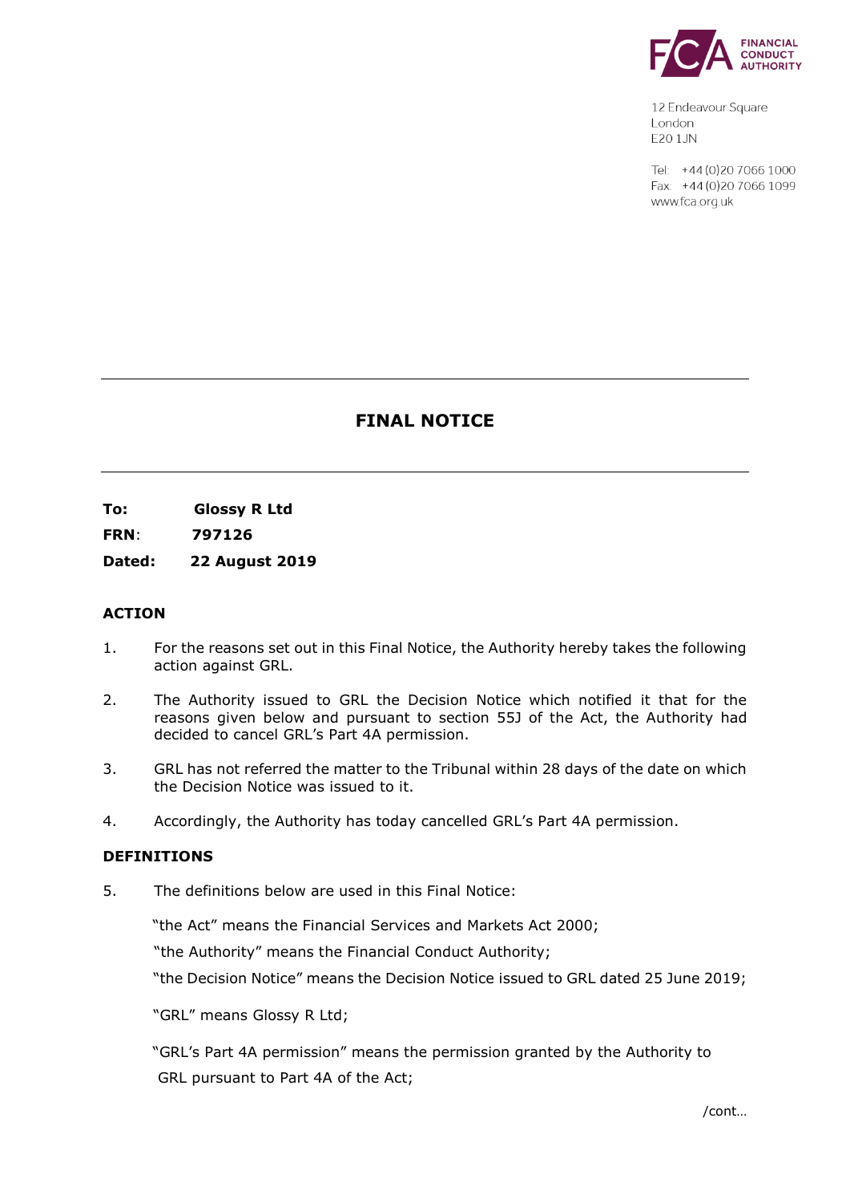FINANCIAL CONDUCT AUTHORITY

12 Endeavour Square
London
E20 1JN

Tel: +44 (0)20 7066 1000
Fax: +44 (0)20 7066 1099
www.fca.org.uk

# FINAL NOTICE

**To:** **Glossy R Ltd**

**FRN**: **797126**

**Dated:** **22 August 2019**

## ACTION

1. For the reasons set out in this Final Notice, the Authority hereby takes the following action against GRL.

2. The Authority issued to GRL the Decision Notice which notified it that for the reasons given below and pursuant to section 55J of the Act, the Authority had decided to cancel GRL's Part 4A permission.

3. GRL has not referred the matter to the Tribunal within 28 days of the date on which the Decision Notice was issued to it.

4. Accordingly, the Authority has today cancelled GRL's Part 4A permission.

## DEFINITIONS

5. The definitions below are used in this Final Notice:

"the Act" means the Financial Services and Markets Act 2000;

"the Authority" means the Financial Conduct Authority;

"the Decision Notice" means the Decision Notice issued to GRL dated 25 June 2019;

"GRL" means Glossy R Ltd;

"GRL's Part 4A permission" means the permission granted by the Authority to GRL pursuant to Part 4A of the Act;

/cont…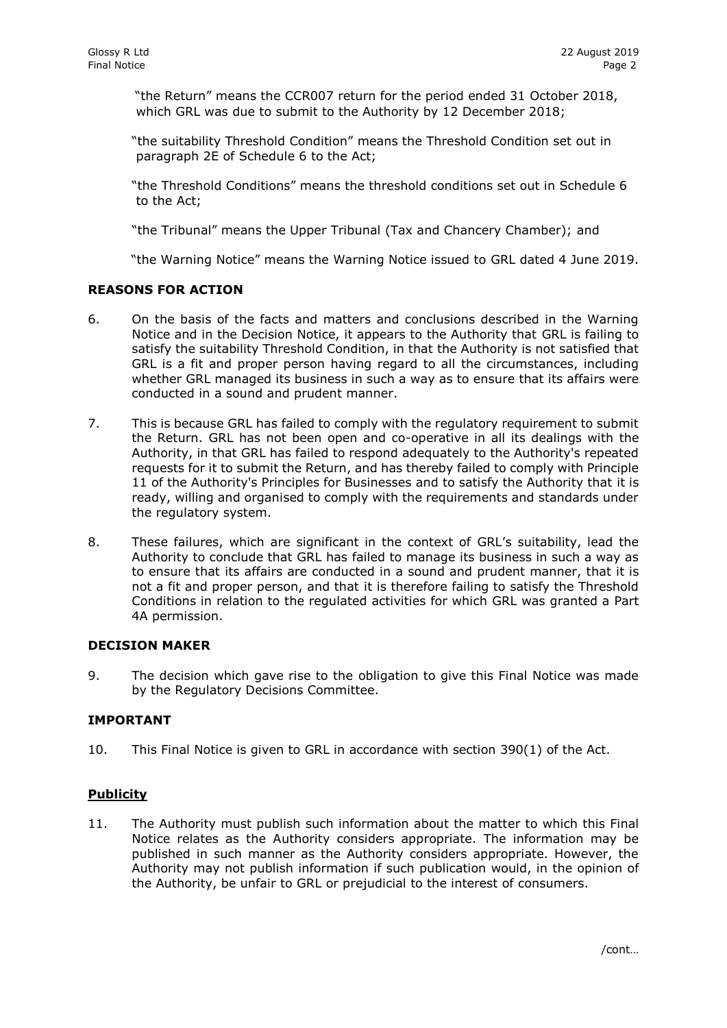"the Return" means the CCR007 return for the period ended 31 October 2018, which GRL was due to submit to the Authority by 12 December 2018;

"the suitability Threshold Condition" means the Threshold Condition set out in paragraph 2E of Schedule 6 to the Act;

"the Threshold Conditions" means the threshold conditions set out in Schedule 6 to the Act;

"the Tribunal" means the Upper Tribunal (Tax and Chancery Chamber); and

"the Warning Notice" means the Warning Notice issued to GRL dated 4 June 2019.

## REASONS FOR ACTION

6. On the basis of the facts and matters and conclusions described in the Warning Notice and in the Decision Notice, it appears to the Authority that GRL is failing to satisfy the suitability Threshold Condition, in that the Authority is not satisfied that GRL is a fit and proper person having regard to all the circumstances, including whether GRL managed its business in such a way as to ensure that its affairs were conducted in a sound and prudent manner.

7. This is because GRL has failed to comply with the regulatory requirement to submit the Return. GRL has not been open and co-operative in all its dealings with the Authority, in that GRL has failed to respond adequately to the Authority's repeated requests for it to submit the Return, and has thereby failed to comply with Principle 11 of the Authority's Principles for Businesses and to satisfy the Authority that it is ready, willing and organised to comply with the requirements and standards under the regulatory system.

8. These failures, which are significant in the context of GRL's suitability, lead the Authority to conclude that GRL has failed to manage its business in such a way as to ensure that its affairs are conducted in a sound and prudent manner, that it is not a fit and proper person, and that it is therefore failing to satisfy the Threshold Conditions in relation to the regulated activities for which GRL was granted a Part 4A permission.

## DECISION MAKER

9. The decision which gave rise to the obligation to give this Final Notice was made by the Regulatory Decisions Committee.

## IMPORTANT

10. This Final Notice is given to GRL in accordance with section 390(1) of the Act.

### Publicity

11. The Authority must publish such information about the matter to which this Final Notice relates as the Authority considers appropriate. The information may be published in such manner as the Authority considers appropriate. However, the Authority may not publish information if such publication would, in the opinion of the Authority, be unfair to GRL or prejudicial to the interest of consumers.

/cont…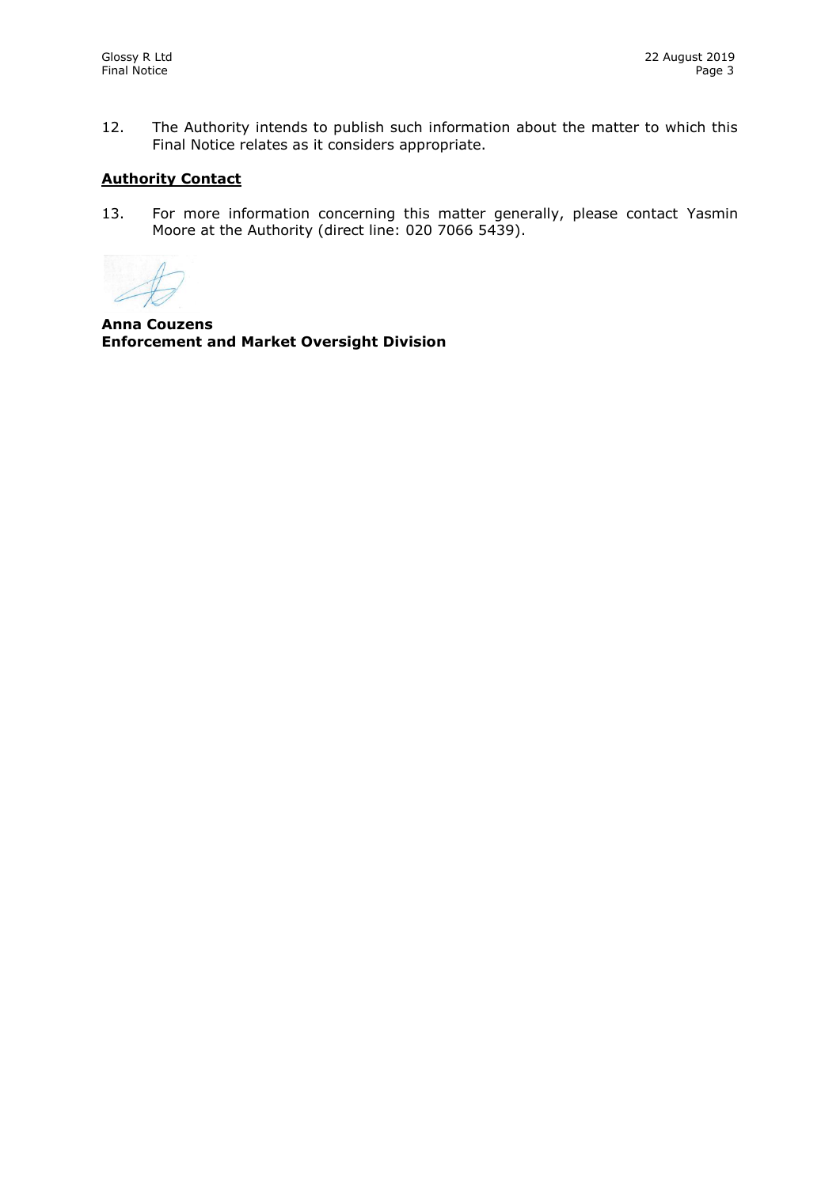12. The Authority intends to publish such information about the matter to which this Final Notice relates as it considers appropriate.

**Authority Contact**

13. For more information concerning this matter generally, please contact Yasmin Moore at the Authority (direct line: 020 7066 5439).

**Anna Couzens**
**Enforcement and Market Oversight Division**